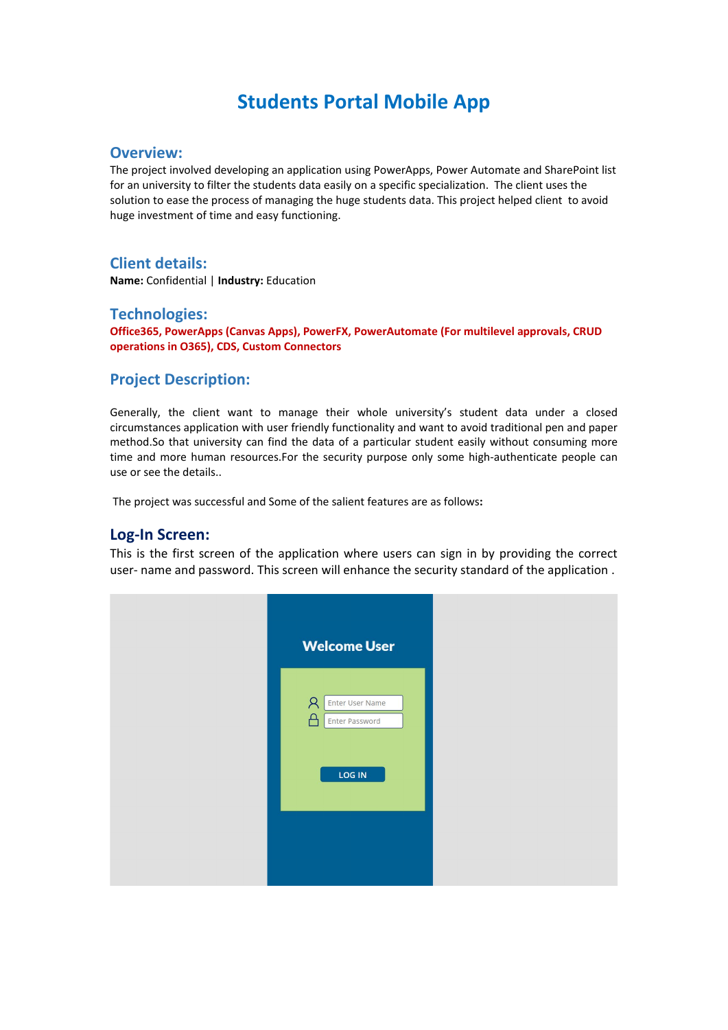# Students Portal Mobile App

## Overview:

The project involved developing an application using PowerApps, Power Automate and SharePoint list for an university to filter the students data easily on a specific specialization. The client uses the solution to ease the process of managing the huge students data. This project helped client to avoid huge investment of time and easy functioning.

## Client details:

**Name:** Confidential | **Industry:** Education

## Technologies:

**Office365, PowerApps (Canvas Apps), PowerFX, PowerAutomate (For multilevel approvals, CRUD operations in O365), CDS, Custom Connectors**

## Project Description:

Generally, the client want to manage their whole university's student data under a closed circumstances application with user friendly functionality and want to avoid traditional pen and paper method.So that university can find the data of a particular student easily without consuming more time and more human resources.For the security purpose only some high-authenticate people can use or see the details..

The project was successful and Some of the salient features are as follows**:**

## Log-In Screen:

This is the first screen of the application where users can sign in by providing the correct user- name and password. This screen will enhance the security standard of the application .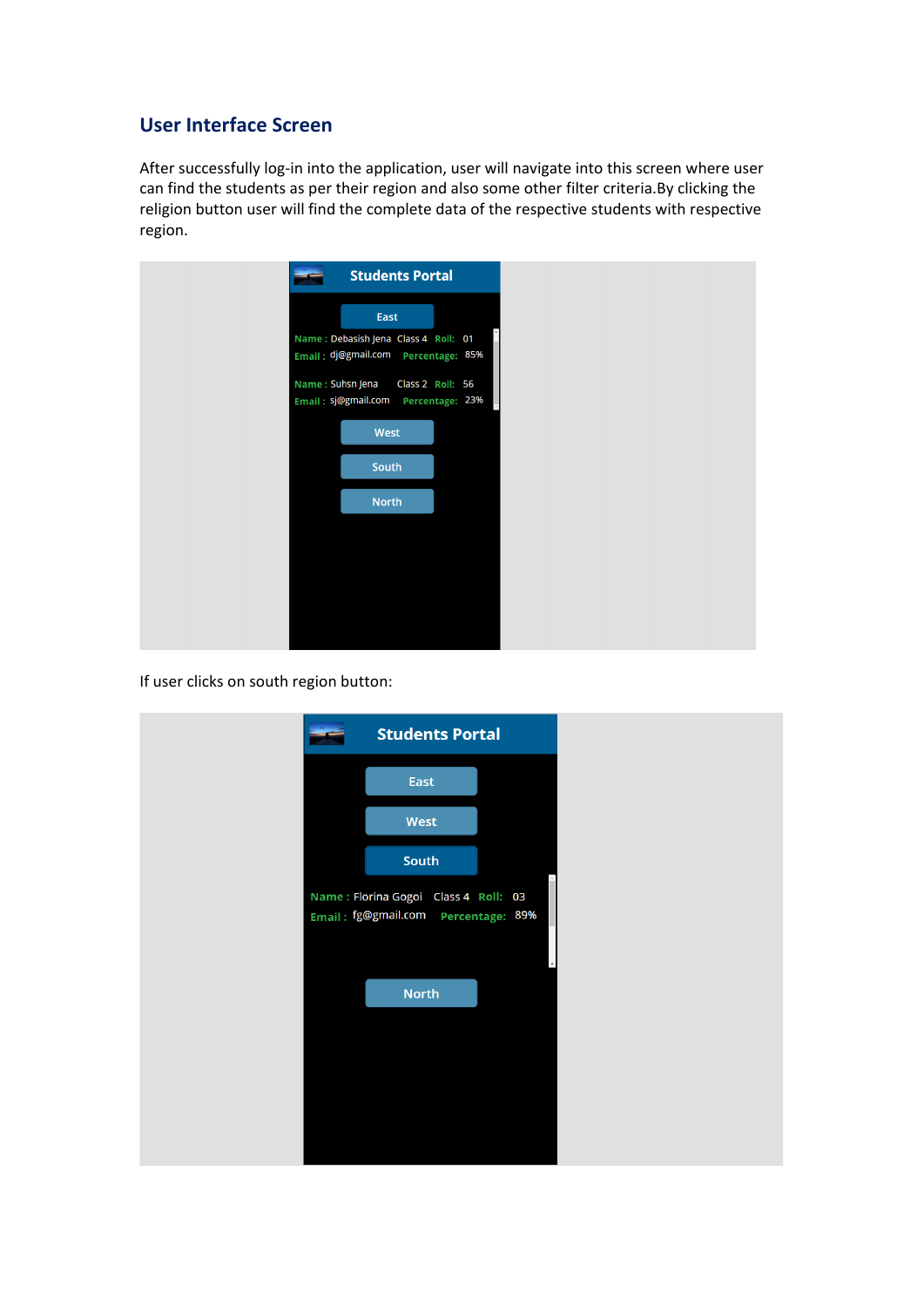## User Interface Screen

After successfully log-in into the application, user will navigate into this screen where user can find the students as per their region and also some other filter criteria.By clicking the religion button user will find the complete data of the respective students with respective region.

Students Portal

East

Name : Debasish Jena Class 4 Roll: 01
Email : dj@gmail.com Percentage: 85%

Name : Suhsn Jena Class 2 Roll: 56
Email : sj@gmail.com Percentage: 23%

West

South

North

If user clicks on south region button:

Students Portal

East

West

South

Name : Florina Gogoi Class 4 Roll: 03
Email : fg@gmail.com Percentage: 89%

North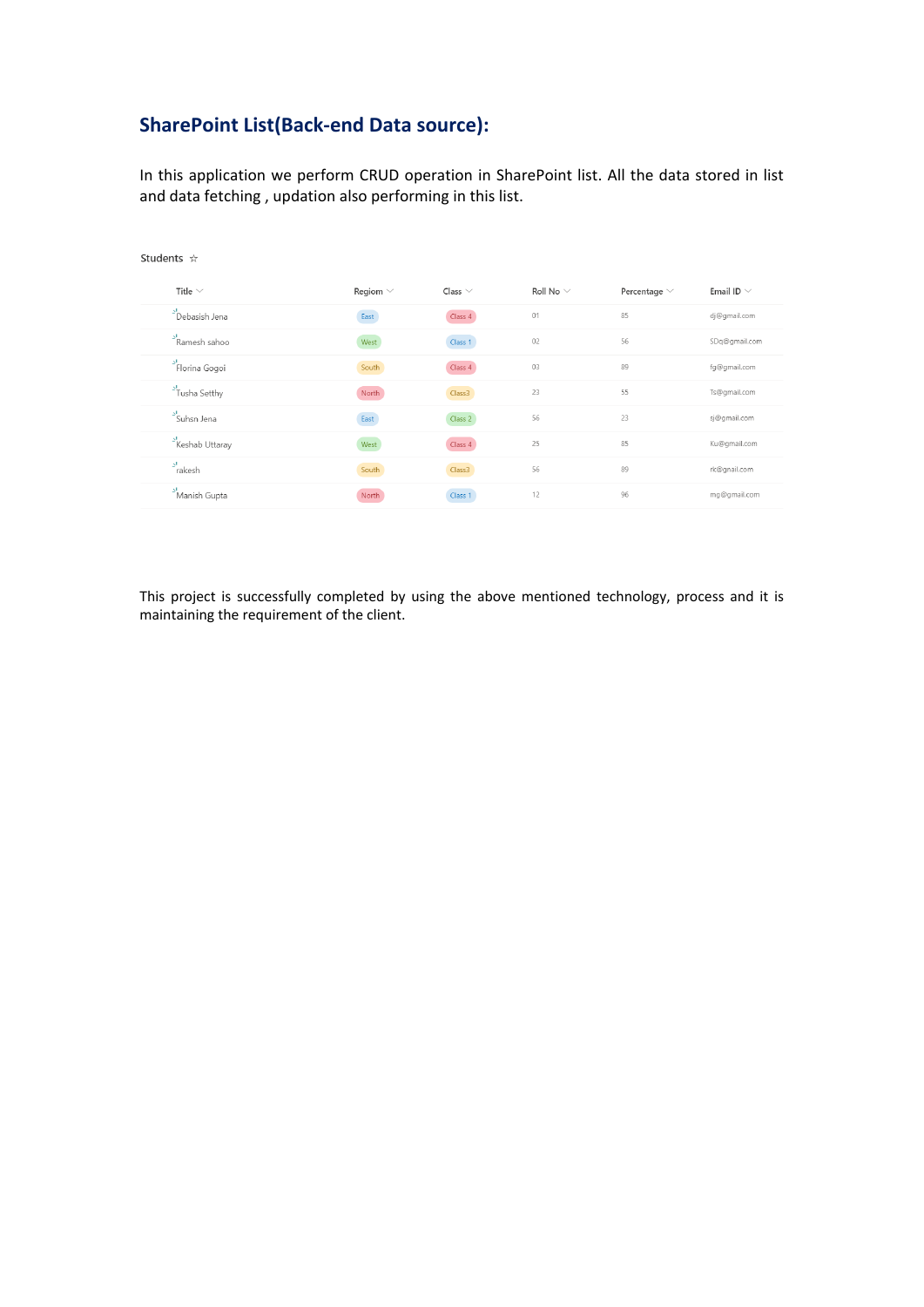## SharePoint List(Back-end Data source):

In this application we perform CRUD operation in SharePoint list. All the data stored in list and data fetching , updation also performing in this list.

Students ☆

| Title | Regiom | Class | Roll No | Percentage | Email ID |
|---|---|---|---|---|---|
| Debasish Jena | East | Class 4 | 01 | 85 | dj@gmail.com |
| Ramesh sahoo | West | Class 1 | 02 | 56 | SDq@gmail.com |
| Florina Gogoi | South | Class 4 | 03 | 89 | fg@gmail.com |
| Tusha Setthy | North | Class3 | 23 | 55 | Ts@gmail.com |
| Suhsn Jena | East | Class 2 | 56 | 23 | sj@gmail.com |
| Keshab Uttaray | West | Class 4 | 25 | 85 | Ku@gmail.com |
| rakesh | South | Class3 | 56 | 89 | rk@gnail.com |
| Manish Gupta | North | Class 1 | 12 | 96 | mg@gmail.com |

This project is successfully completed by using the above mentioned technology, process and it is maintaining the requirement of the client.